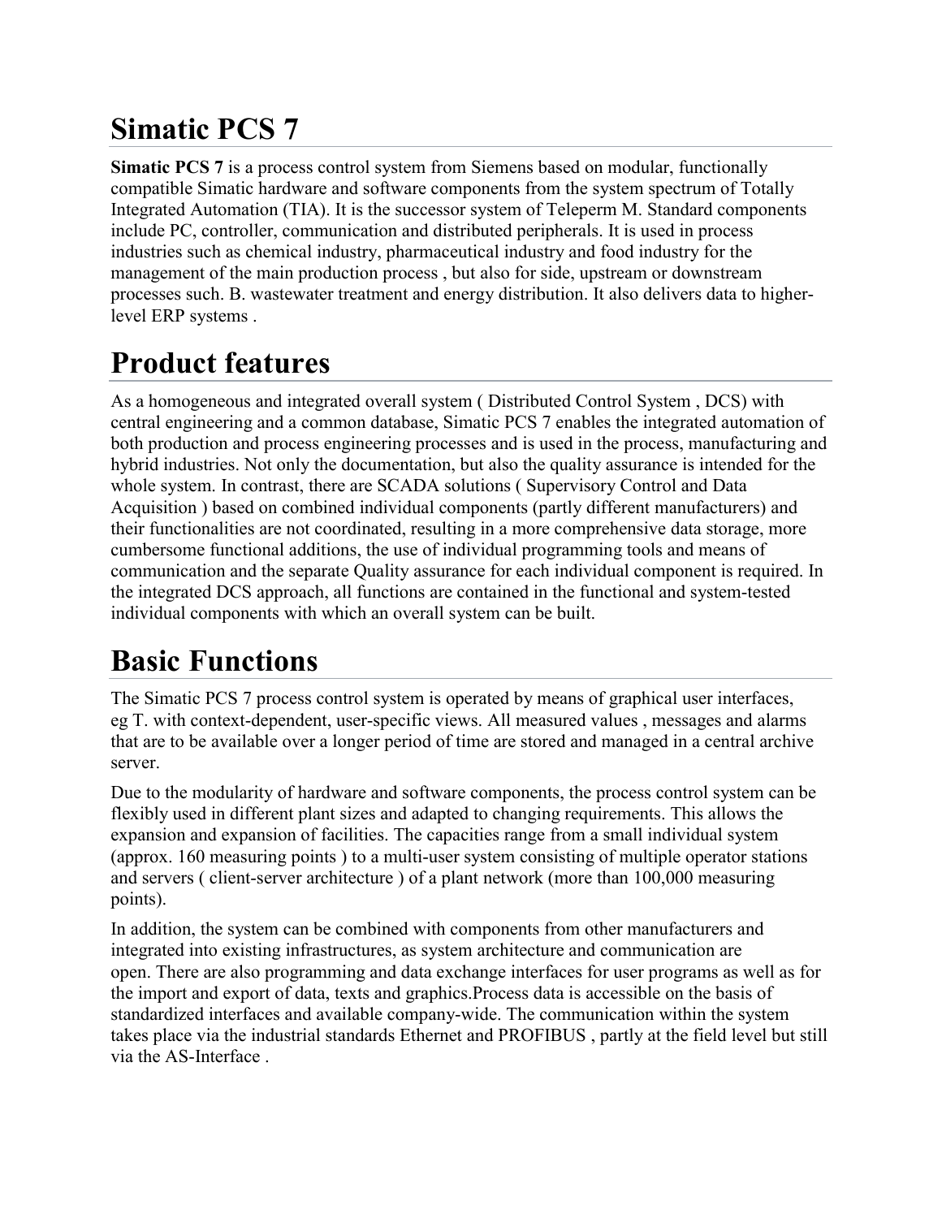# Simatic PCS 7

**Simatic PCS 7** is a process control system from Siemens based on modular, functionally compatible Simatic hardware and software components from the system spectrum of Totally Integrated Automation (TIA). It is the successor system of Teleperm M. Standard components include PC, controller, communication and distributed peripherals. It is used in process industries such as chemical industry, pharmaceutical industry and food industry for the management of the main production process , but also for side, upstream or downstream processes such. B. wastewater treatment and energy distribution. It also delivers data to higher-level ERP systems .

# Product features

As a homogeneous and integrated overall system ( Distributed Control System , DCS) with central engineering and a common database, Simatic PCS 7 enables the integrated automation of both production and process engineering processes and is used in the process, manufacturing and hybrid industries. Not only the documentation, but also the quality assurance is intended for the whole system. In contrast, there are SCADA solutions ( Supervisory Control and Data Acquisition ) based on combined individual components (partly different manufacturers) and their functionalities are not coordinated, resulting in a more comprehensive data storage, more cumbersome functional additions, the use of individual programming tools and means of communication and the separate Quality assurance for each individual component is required. In the integrated DCS approach, all functions are contained in the functional and system-tested individual components with which an overall system can be built.

# Basic Functions

The Simatic PCS 7 process control system is operated by means of graphical user interfaces, eg T. with context-dependent, user-specific views. All measured values , messages and alarms that are to be available over a longer period of time are stored and managed in a central archive server.

Due to the modularity of hardware and software components, the process control system can be flexibly used in different plant sizes and adapted to changing requirements. This allows the expansion and expansion of facilities. The capacities range from a small individual system (approx. 160 measuring points ) to a multi-user system consisting of multiple operator stations and servers ( client-server architecture ) of a plant network (more than 100,000 measuring points).

In addition, the system can be combined with components from other manufacturers and integrated into existing infrastructures, as system architecture and communication are open. There are also programming and data exchange interfaces for user programs as well as for the import and export of data, texts and graphics.Process data is accessible on the basis of standardized interfaces and available company-wide. The communication within the system takes place via the industrial standards Ethernet and PROFIBUS , partly at the field level but still via the AS-Interface .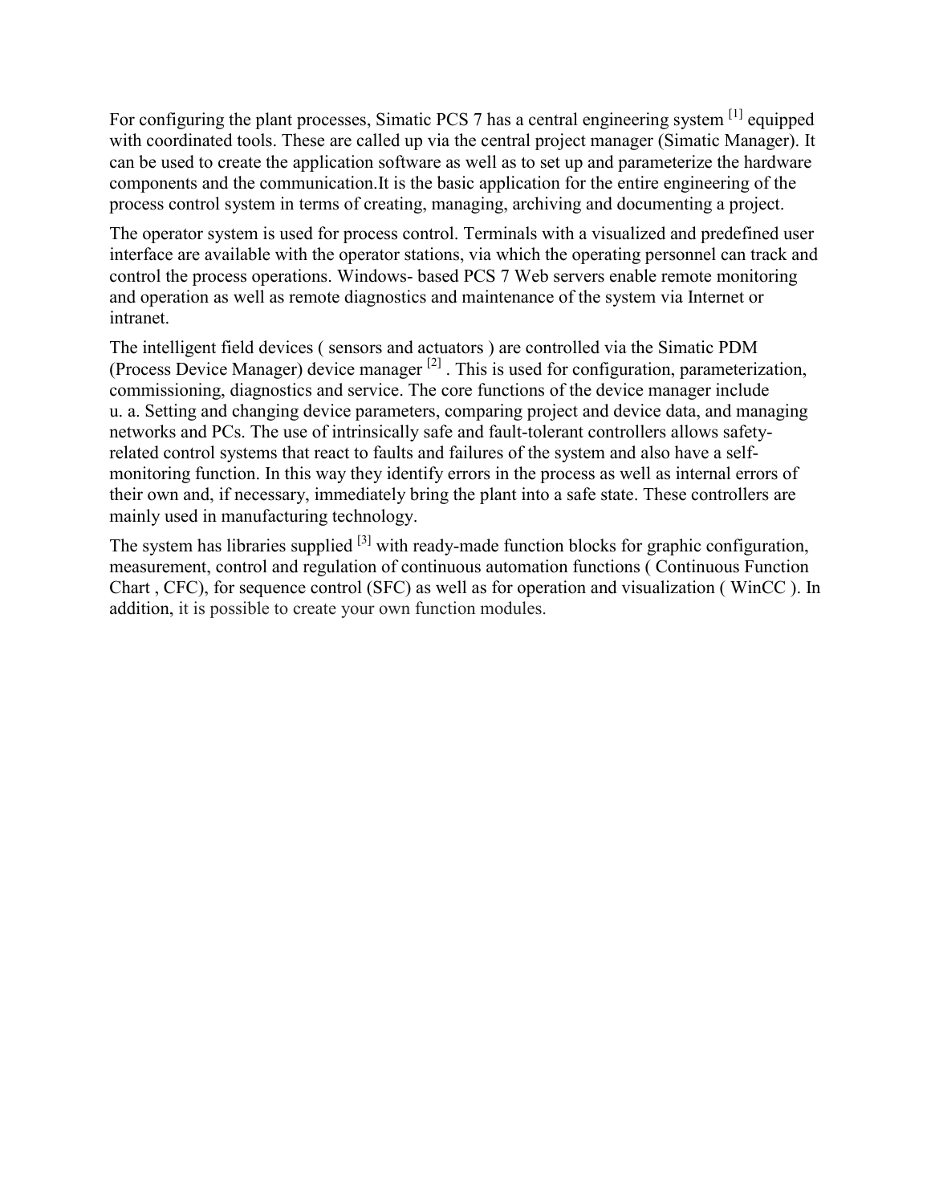For configuring the plant processes, Simatic PCS 7 has a central engineering system [1] equipped with coordinated tools. These are called up via the central project manager (Simatic Manager). It can be used to create the application software as well as to set up and parameterize the hardware components and the communication.It is the basic application for the entire engineering of the process control system in terms of creating, managing, archiving and documenting a project.

The operator system is used for process control. Terminals with a visualized and predefined user interface are available with the operator stations, via which the operating personnel can track and control the process operations. Windows- based PCS 7 Web servers enable remote monitoring and operation as well as remote diagnostics and maintenance of the system via Internet or intranet.

The intelligent field devices ( sensors and actuators ) are controlled via the Simatic PDM (Process Device Manager) device manager [2] . This is used for configuration, parameterization, commissioning, diagnostics and service. The core functions of the device manager include u. a. Setting and changing device parameters, comparing project and device data, and managing networks and PCs. The use of intrinsically safe and fault-tolerant controllers allows safety-related control systems that react to faults and failures of the system and also have a self-monitoring function. In this way they identify errors in the process as well as internal errors of their own and, if necessary, immediately bring the plant into a safe state. These controllers are mainly used in manufacturing technology.

The system has libraries supplied [3] with ready-made function blocks for graphic configuration, measurement, control and regulation of continuous automation functions ( Continuous Function Chart , CFC), for sequence control (SFC) as well as for operation and visualization ( WinCC ). In addition, it is possible to create your own function modules.